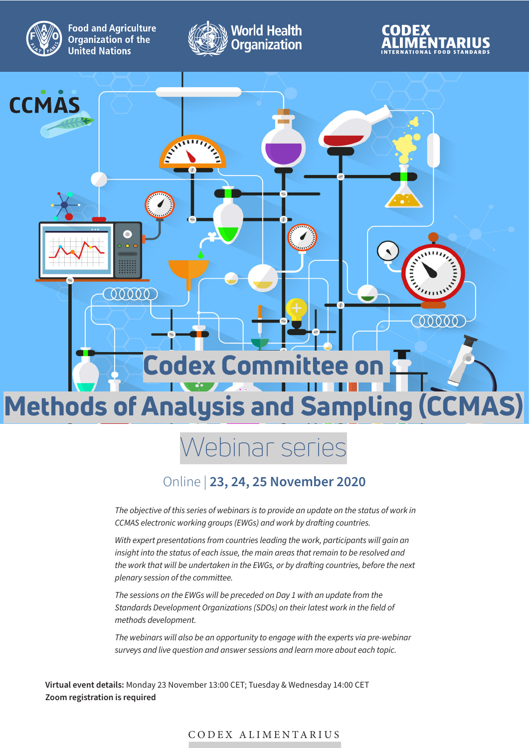Food and Agriculture Organization of the United Nations

World Health Organization

CODEX ALIMENTARIUS INTERNATIONAL FOOD STANDARDS

CCMAS

# Codex Committee on Methods of Analysis and Sampling (CCMAS)

## Webinar series

Online | **23, 24, 25 November 2020**

*The objective of this series of webinars is to provide an update on the status of work in CCMAS electronic working groups (EWGs) and work by drafting countries.*

*With expert presentations from countries leading the work, participants will gain an insight into the status of each issue, the main areas that remain to be resolved and the work that will be undertaken in the EWGs, or by drafting countries, before the next plenary session of the committee.*

*The sessions on the EWGs will be preceded on Day 1 with an update from the Standards Development Organizations (SDOs) on their latest work in the field of methods development.*

*The webinars will also be an opportunity to engage with the experts via pre-webinar surveys and live question and answer sessions and learn more about each topic.*

**Virtual event details:** Monday 23 November 13:00 CET; Tuesday & Wednesday 14:00 CET
**Zoom registration is required**

CODEX ALIMENTARIUS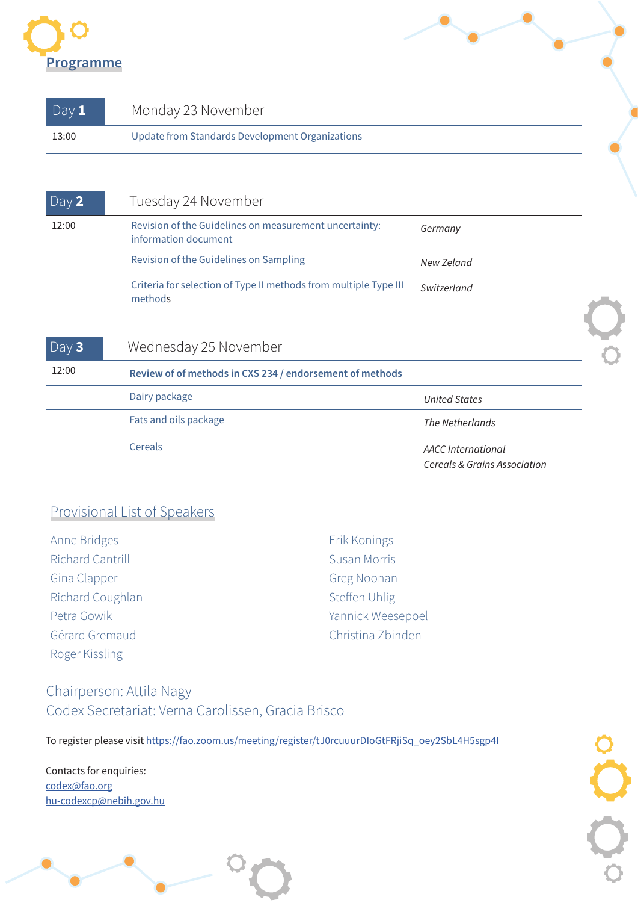## Programme

| Day 1 | Monday 23 November | |
|---|---|---|
| 13:00 | Update from Standards Development Organizations | |

| Day 2 | Tuesday 24 November | |
|---|---|---|
| 12:00 | Revision of the Guidelines on measurement uncertainty: information document | *Germany* |
| | Revision of the Guidelines on Sampling | *New Zeland* |
| | Criteria for selection of Type II methods from multiple Type III methods | *Switzerland* |

| Day 3 | Wednesday 25 November | |
|---|---|---|
| 12:00 | **Review of of methods in CXS 234 / endorsement of methods** | |
| | Dairy package | *United States* |
| | Fats and oils package | *The Netherlands* |
| | Cereals | *AACC International Cereals & Grains Association* |

## Provisional List of Speakers

Anne Bridges
Richard Cantrill
Gina Clapper
Richard Coughlan
Petra Gowik
Gérard Gremaud
Roger Kissling
Erik Konings
Susan Morris
Greg Noonan
Steffen Uhlig
Yannick Weesepoel
Christina Zbinden

Chairperson: Attila Nagy
Codex Secretariat: Verna Carolissen, Gracia Brisco

To register please visit https://fao.zoom.us/meeting/register/tJ0rcuuurDIoGtFRjiSq_oey2SbL4H5sgp4I

Contacts for enquiries:
codex@fao.org
hu-codexcp@nebih.gov.hu